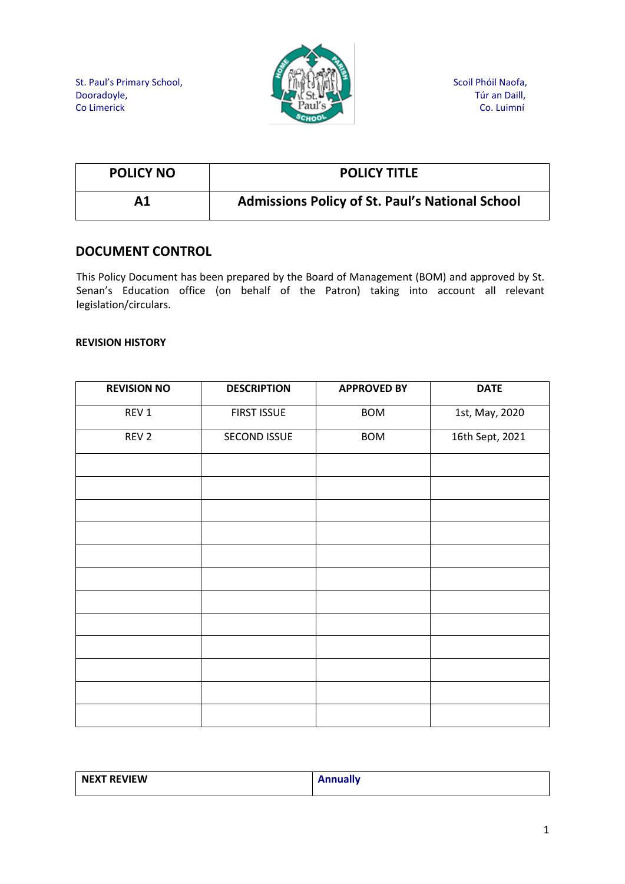St. Paul's Primary School,
Dooradoyle,
Co Limerick

Scoil Phóil Naofa,
Túr an Daill,
Co. Luimní

| POLICY NO | POLICY TITLE |
|---|---|
| A1 | Admissions Policy of St. Paul's National School |

## DOCUMENT CONTROL

This Policy Document has been prepared by the Board of Management (BOM) and approved by St. Senan's Education office (on behalf of the Patron) taking into account all relevant legislation/circulars.

**REVISION HISTORY**

| REVISION NO | DESCRIPTION | APPROVED BY | DATE |
|---|---|---|---|
| REV 1 | FIRST ISSUE | BOM | 1st, May, 2020 |
| REV 2 | SECOND ISSUE | BOM | 16th Sept, 2021 |
| | | | |
| | | | |
| | | | |
| | | | |
| | | | |
| | | | |
| | | | |
| | | | |
| | | | |
| | | | |
| | | | |
| | | | |

| NEXT REVIEW | Annually |
|---|---|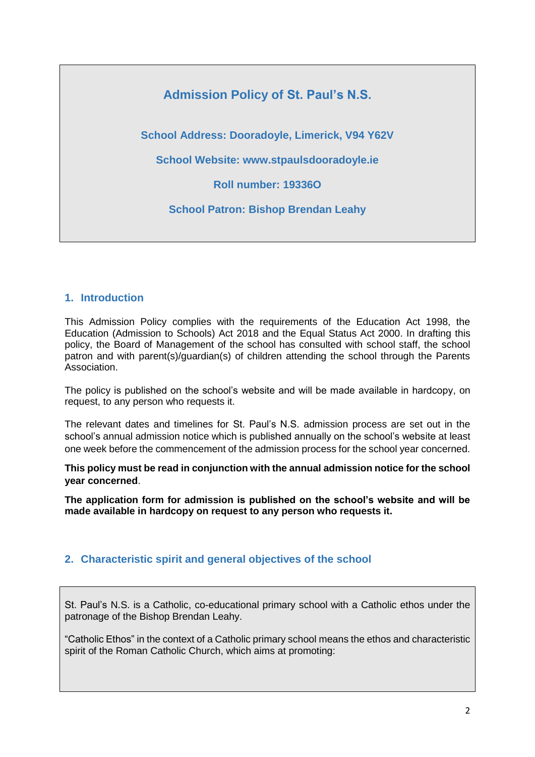# Admission Policy of St. Paul's N.S.

**School Address: Dooradoyle, Limerick, V94 Y62V**

**School Website: www.stpaulsdooradoyle.ie**

**Roll number: 19336O**

**School Patron: Bishop Brendan Leahy**

## 1. Introduction

This Admission Policy complies with the requirements of the Education Act 1998, the Education (Admission to Schools) Act 2018 and the Equal Status Act 2000. In drafting this policy, the Board of Management of the school has consulted with school staff, the school patron and with parent(s)/guardian(s) of children attending the school through the Parents Association.

The policy is published on the school's website and will be made available in hardcopy, on request, to any person who requests it.

The relevant dates and timelines for St. Paul's N.S. admission process are set out in the school's annual admission notice which is published annually on the school's website at least one week before the commencement of the admission process for the school year concerned.

**This policy must be read in conjunction with the annual admission notice for the school year concerned**.

**The application form for admission is published on the school's website and will be made available in hardcopy on request to any person who requests it.**

## 2. Characteristic spirit and general objectives of the school

St. Paul's N.S. is a Catholic, co-educational primary school with a Catholic ethos under the patronage of the Bishop Brendan Leahy.

"Catholic Ethos" in the context of a Catholic primary school means the ethos and characteristic spirit of the Roman Catholic Church, which aims at promoting: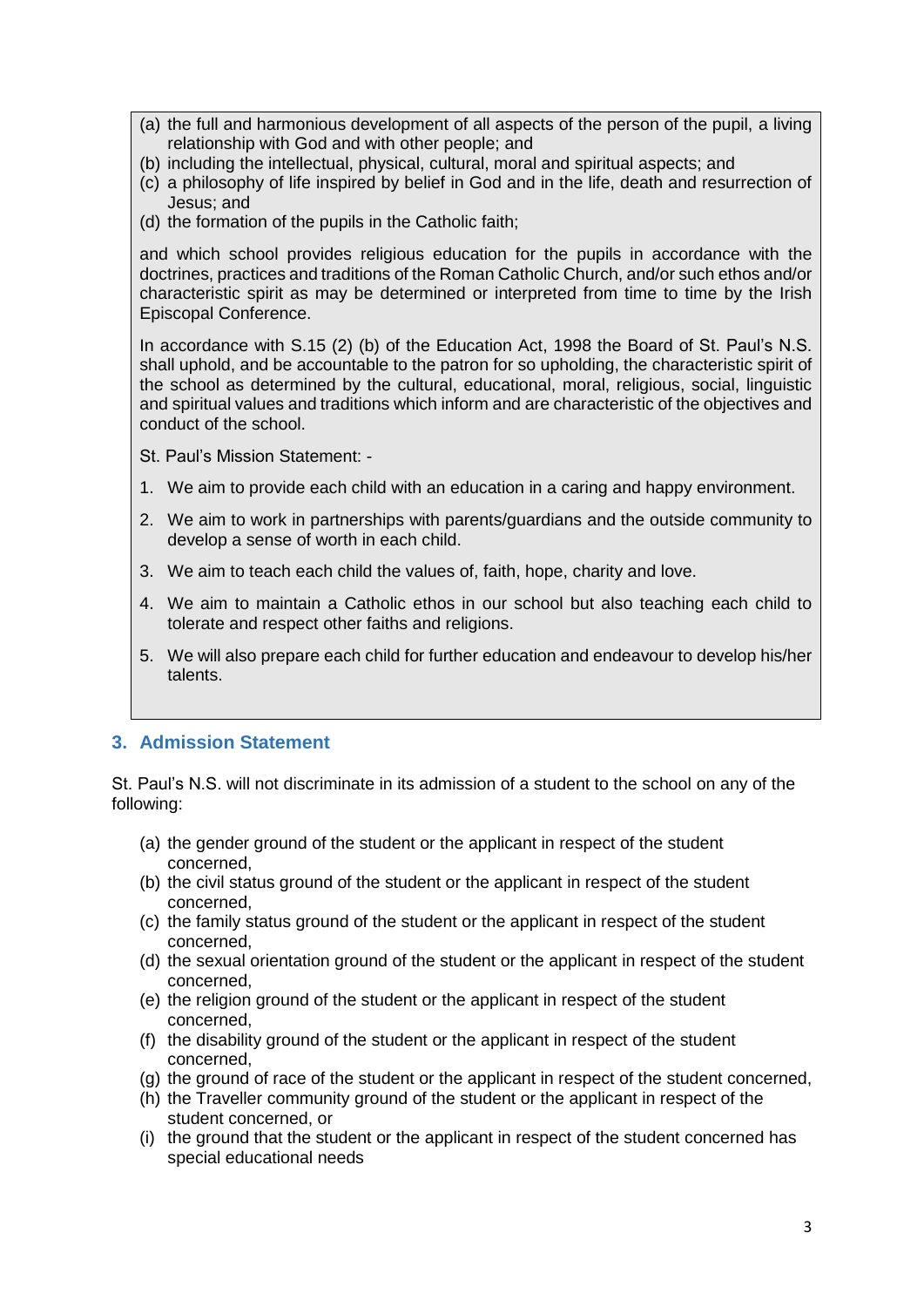(a) the full and harmonious development of all aspects of the person of the pupil, a living relationship with God and with other people; and
(b) including the intellectual, physical, cultural, moral and spiritual aspects; and
(c) a philosophy of life inspired by belief in God and in the life, death and resurrection of Jesus; and
(d) the formation of the pupils in the Catholic faith;

and which school provides religious education for the pupils in accordance with the doctrines, practices and traditions of the Roman Catholic Church, and/or such ethos and/or characteristic spirit as may be determined or interpreted from time to time by the Irish Episcopal Conference.

In accordance with S.15 (2) (b) of the Education Act, 1998 the Board of St. Paul's N.S. shall uphold, and be accountable to the patron for so upholding, the characteristic spirit of the school as determined by the cultural, educational, moral, religious, social, linguistic and spiritual values and traditions which inform and are characteristic of the objectives and conduct of the school.

St. Paul's Mission Statement: -

1. We aim to provide each child with an education in a caring and happy environment.
2. We aim to work in partnerships with parents/guardians and the outside community to develop a sense of worth in each child.
3. We aim to teach each child the values of, faith, hope, charity and love.
4. We aim to maintain a Catholic ethos in our school but also teaching each child to tolerate and respect other faiths and religions.
5. We will also prepare each child for further education and endeavour to develop his/her talents.

## 3. Admission Statement

St. Paul's N.S. will not discriminate in its admission of a student to the school on any of the following:

(a) the gender ground of the student or the applicant in respect of the student concerned,
(b) the civil status ground of the student or the applicant in respect of the student concerned,
(c) the family status ground of the student or the applicant in respect of the student concerned,
(d) the sexual orientation ground of the student or the applicant in respect of the student concerned,
(e) the religion ground of the student or the applicant in respect of the student concerned,
(f) the disability ground of the student or the applicant in respect of the student concerned,
(g) the ground of race of the student or the applicant in respect of the student concerned,
(h) the Traveller community ground of the student or the applicant in respect of the student concerned, or
(i) the ground that the student or the applicant in respect of the student concerned has special educational needs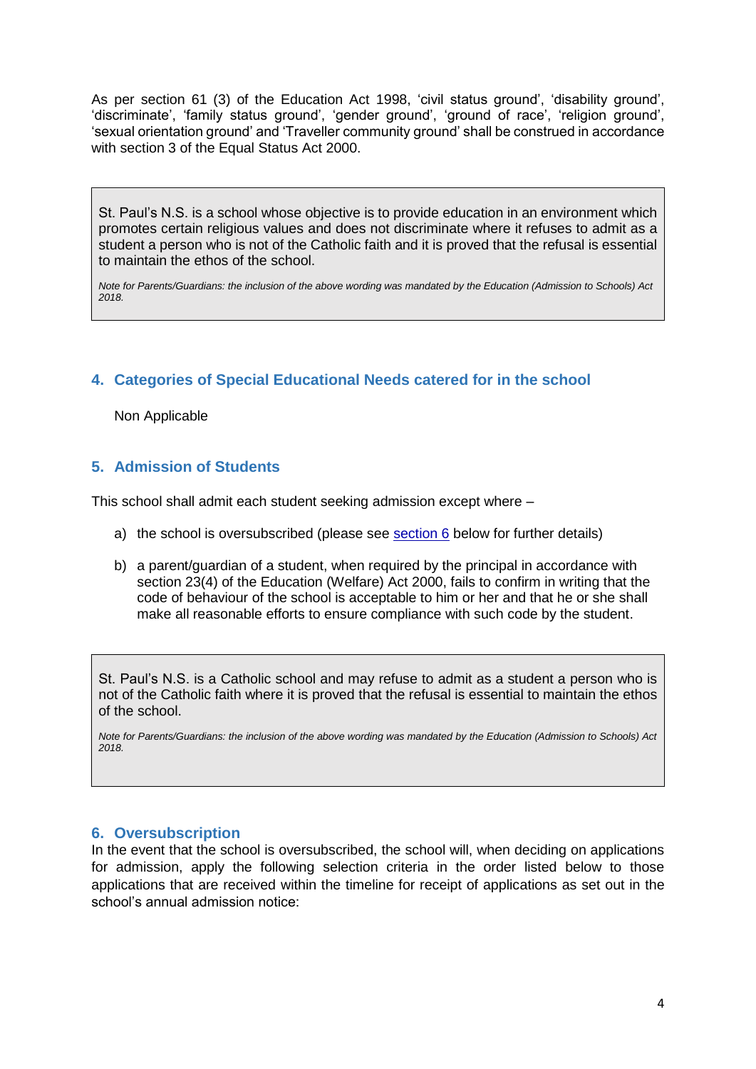As per section 61 (3) of the Education Act 1998, 'civil status ground', 'disability ground', 'discriminate', 'family status ground', 'gender ground', 'ground of race', 'religion ground', 'sexual orientation ground' and 'Traveller community ground' shall be construed in accordance with section 3 of the Equal Status Act 2000.

> St. Paul's N.S. is a school whose objective is to provide education in an environment which promotes certain religious values and does not discriminate where it refuses to admit as a student a person who is not of the Catholic faith and it is proved that the refusal is essential to maintain the ethos of the school.
>
> *Note for Parents/Guardians: the inclusion of the above wording was mandated by the Education (Admission to Schools) Act 2018.*

## 4. Categories of Special Educational Needs catered for in the school

Non Applicable

## 5. Admission of Students

This school shall admit each student seeking admission except where –

a) the school is oversubscribed (please see section 6 below for further details)

b) a parent/guardian of a student, when required by the principal in accordance with section 23(4) of the Education (Welfare) Act 2000, fails to confirm in writing that the code of behaviour of the school is acceptable to him or her and that he or she shall make all reasonable efforts to ensure compliance with such code by the student.

> St. Paul's N.S. is a Catholic school and may refuse to admit as a student a person who is not of the Catholic faith where it is proved that the refusal is essential to maintain the ethos of the school.
>
> *Note for Parents/Guardians: the inclusion of the above wording was mandated by the Education (Admission to Schools) Act 2018.*

## 6. Oversubscription

In the event that the school is oversubscribed, the school will, when deciding on applications for admission, apply the following selection criteria in the order listed below to those applications that are received within the timeline for receipt of applications as set out in the school's annual admission notice: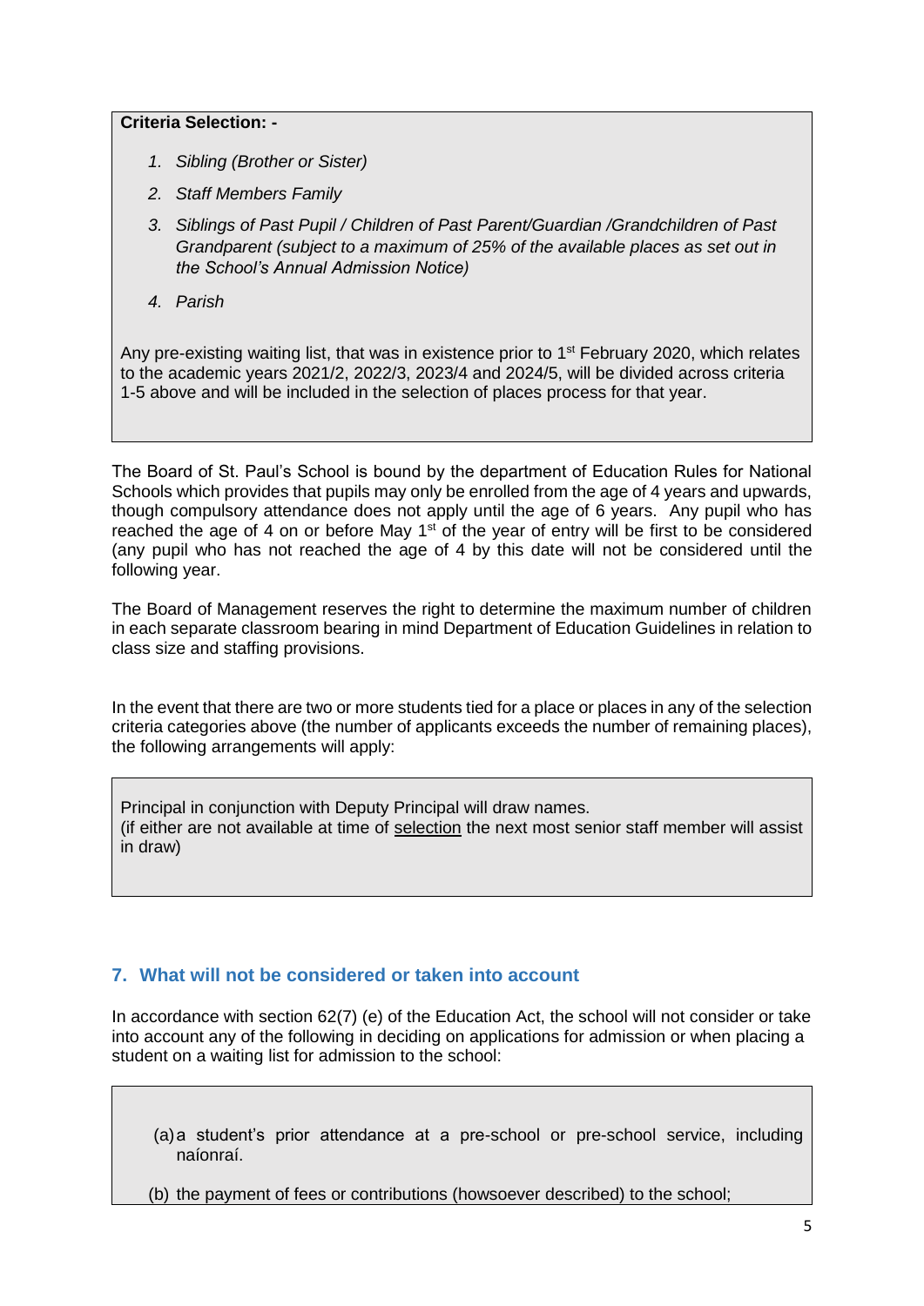**Criteria Selection: -**

1. *Sibling (Brother or Sister)*
2. *Staff Members Family*
3. *Siblings of Past Pupil / Children of Past Parent/Guardian /Grandchildren of Past Grandparent (subject to a maximum of 25% of the available places as set out in the School's Annual Admission Notice)*
4. *Parish*

Any pre-existing waiting list, that was in existence prior to 1st February 2020, which relates to the academic years 2021/2, 2022/3, 2023/4 and 2024/5, will be divided across criteria 1-5 above and will be included in the selection of places process for that year.

The Board of St. Paul's School is bound by the department of Education Rules for National Schools which provides that pupils may only be enrolled from the age of 4 years and upwards, though compulsory attendance does not apply until the age of 6 years. Any pupil who has reached the age of 4 on or before May 1st of the year of entry will be first to be considered (any pupil who has not reached the age of 4 by this date will not be considered until the following year.

The Board of Management reserves the right to determine the maximum number of children in each separate classroom bearing in mind Department of Education Guidelines in relation to class size and staffing provisions.

In the event that there are two or more students tied for a place or places in any of the selection criteria categories above (the number of applicants exceeds the number of remaining places), the following arrangements will apply:

Principal in conjunction with Deputy Principal will draw names.
(if either are not available at time of selection the next most senior staff member will assist in draw)

## 7. What will not be considered or taken into account

In accordance with section 62(7) (e) of the Education Act, the school will not consider or take into account any of the following in deciding on applications for admission or when placing a student on a waiting list for admission to the school:

(a) a student's prior attendance at a pre-school or pre-school service, including naíonraí.

(b) the payment of fees or contributions (howsoever described) to the school;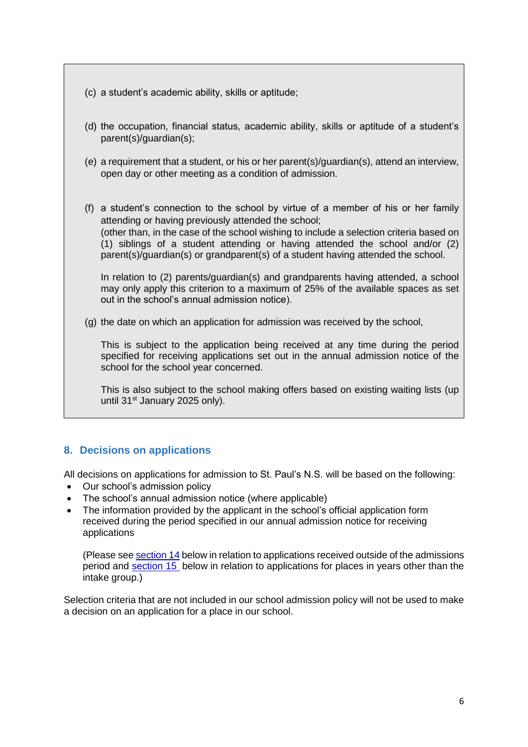(c) a student's academic ability, skills or aptitude;

(d) the occupation, financial status, academic ability, skills or aptitude of a student's parent(s)/guardian(s);

(e) a requirement that a student, or his or her parent(s)/guardian(s), attend an interview, open day or other meeting as a condition of admission.

(f) a student's connection to the school by virtue of a member of his or her family attending or having previously attended the school;
(other than, in the case of the school wishing to include a selection criteria based on (1) siblings of a student attending or having attended the school and/or (2) parent(s)/guardian(s) or grandparent(s) of a student having attended the school.

In relation to (2) parents/guardian(s) and grandparents having attended, a school may only apply this criterion to a maximum of 25% of the available spaces as set out in the school's annual admission notice).

(g) the date on which an application for admission was received by the school,

This is subject to the application being received at any time during the period specified for receiving applications set out in the annual admission notice of the school for the school year concerned.

This is also subject to the school making offers based on existing waiting lists (up until 31st January 2025 only).

## 8. Decisions on applications

All decisions on applications for admission to St. Paul's N.S. will be based on the following:

- Our school's admission policy
- The school's annual admission notice (where applicable)
- The information provided by the applicant in the school's official application form received during the period specified in our annual admission notice for receiving applications

  (Please see section 14 below in relation to applications received outside of the admissions period and section 15 below in relation to applications for places in years other than the intake group.)

Selection criteria that are not included in our school admission policy will not be used to make a decision on an application for a place in our school.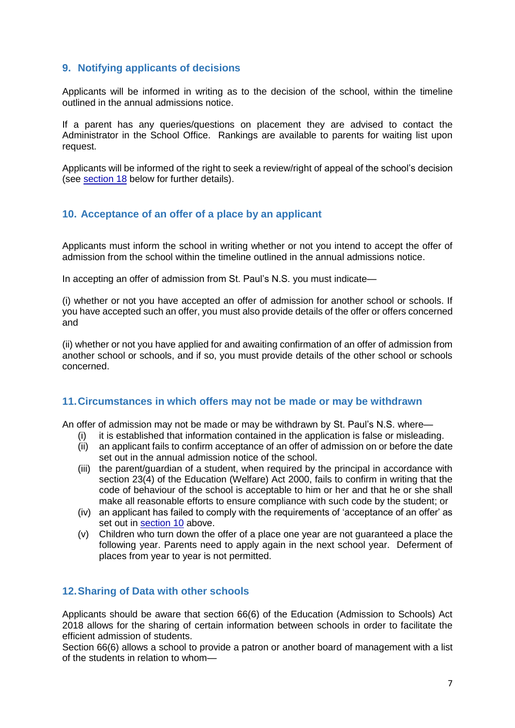## 9. Notifying applicants of decisions

Applicants will be informed in writing as to the decision of the school, within the timeline outlined in the annual admissions notice.

If a parent has any queries/questions on placement they are advised to contact the Administrator in the School Office. Rankings are available to parents for waiting list upon request.

Applicants will be informed of the right to seek a review/right of appeal of the school's decision (see section 18 below for further details).

## 10. Acceptance of an offer of a place by an applicant

Applicants must inform the school in writing whether or not you intend to accept the offer of admission from the school within the timeline outlined in the annual admissions notice.

In accepting an offer of admission from St. Paul's N.S. you must indicate—

(i) whether or not you have accepted an offer of admission for another school or schools. If you have accepted such an offer, you must also provide details of the offer or offers concerned and

(ii) whether or not you have applied for and awaiting confirmation of an offer of admission from another school or schools, and if so, you must provide details of the other school or schools concerned.

## 11. Circumstances in which offers may not be made or may be withdrawn

An offer of admission may not be made or may be withdrawn by St. Paul's N.S. where—

- (i) it is established that information contained in the application is false or misleading.
- (ii) an applicant fails to confirm acceptance of an offer of admission on or before the date set out in the annual admission notice of the school.
- (iii) the parent/guardian of a student, when required by the principal in accordance with section 23(4) of the Education (Welfare) Act 2000, fails to confirm in writing that the code of behaviour of the school is acceptable to him or her and that he or she shall make all reasonable efforts to ensure compliance with such code by the student; or
- (iv) an applicant has failed to comply with the requirements of 'acceptance of an offer' as set out in section 10 above.
- (v) Children who turn down the offer of a place one year are not guaranteed a place the following year. Parents need to apply again in the next school year. Deferment of places from year to year is not permitted.

## 12. Sharing of Data with other schools

Applicants should be aware that section 66(6) of the Education (Admission to Schools) Act 2018 allows for the sharing of certain information between schools in order to facilitate the efficient admission of students.

Section 66(6) allows a school to provide a patron or another board of management with a list of the students in relation to whom—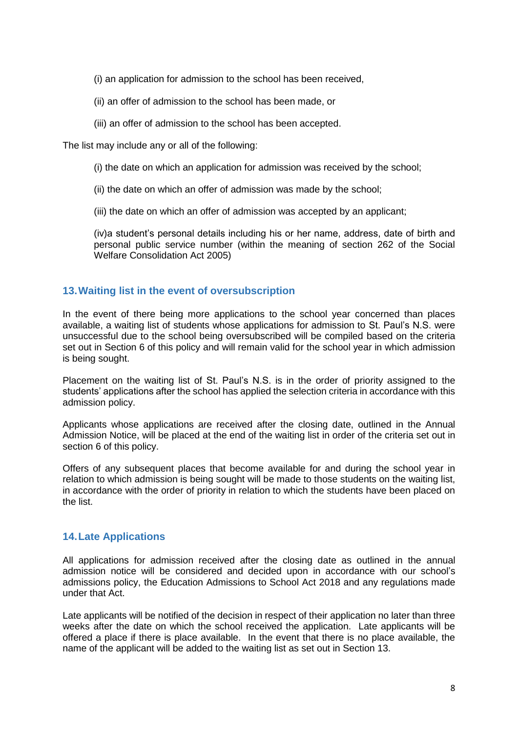(i) an application for admission to the school has been received,

(ii) an offer of admission to the school has been made, or

(iii) an offer of admission to the school has been accepted.

The list may include any or all of the following:

(i) the date on which an application for admission was received by the school;

(ii) the date on which an offer of admission was made by the school;

(iii) the date on which an offer of admission was accepted by an applicant;

(iv)a student's personal details including his or her name, address, date of birth and personal public service number (within the meaning of section 262 of the Social Welfare Consolidation Act 2005)

## 13. Waiting list in the event of oversubscription

In the event of there being more applications to the school year concerned than places available, a waiting list of students whose applications for admission to St. Paul's N.S. were unsuccessful due to the school being oversubscribed will be compiled based on the criteria set out in Section 6 of this policy and will remain valid for the school year in which admission is being sought.

Placement on the waiting list of St. Paul's N.S. is in the order of priority assigned to the students' applications after the school has applied the selection criteria in accordance with this admission policy.

Applicants whose applications are received after the closing date, outlined in the Annual Admission Notice, will be placed at the end of the waiting list in order of the criteria set out in section 6 of this policy.

Offers of any subsequent places that become available for and during the school year in relation to which admission is being sought will be made to those students on the waiting list, in accordance with the order of priority in relation to which the students have been placed on the list.

## 14. Late Applications

All applications for admission received after the closing date as outlined in the annual admission notice will be considered and decided upon in accordance with our school's admissions policy, the Education Admissions to School Act 2018 and any regulations made under that Act.

Late applicants will be notified of the decision in respect of their application no later than three weeks after the date on which the school received the application. Late applicants will be offered a place if there is place available. In the event that there is no place available, the name of the applicant will be added to the waiting list as set out in Section 13.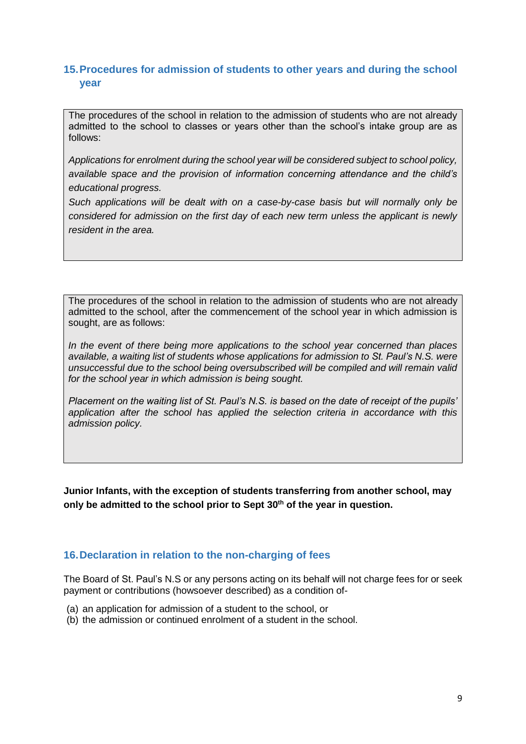## 15. Procedures for admission of students to other years and during the school year

The procedures of the school in relation to the admission of students who are not already admitted to the school to classes or years other than the school's intake group are as follows:

*Applications for enrolment during the school year will be considered subject to school policy, available space and the provision of information concerning attendance and the child's educational progress.*

*Such applications will be dealt with on a case-by-case basis but will normally only be considered for admission on the first day of each new term unless the applicant is newly resident in the area.*

The procedures of the school in relation to the admission of students who are not already admitted to the school, after the commencement of the school year in which admission is sought, are as follows:

*In the event of there being more applications to the school year concerned than places available, a waiting list of students whose applications for admission to St. Paul's N.S. were unsuccessful due to the school being oversubscribed will be compiled and will remain valid for the school year in which admission is being sought.*

*Placement on the waiting list of St. Paul's N.S. is based on the date of receipt of the pupils' application after the school has applied the selection criteria in accordance with this admission policy.*

**Junior Infants, with the exception of students transferring from another school, may only be admitted to the school prior to Sept 30th of the year in question.**

## 16. Declaration in relation to the non-charging of fees

The Board of St. Paul's N.S or any persons acting on its behalf will not charge fees for or seek payment or contributions (howsoever described) as a condition of-

(a) an application for admission of a student to the school, or
(b) the admission or continued enrolment of a student in the school.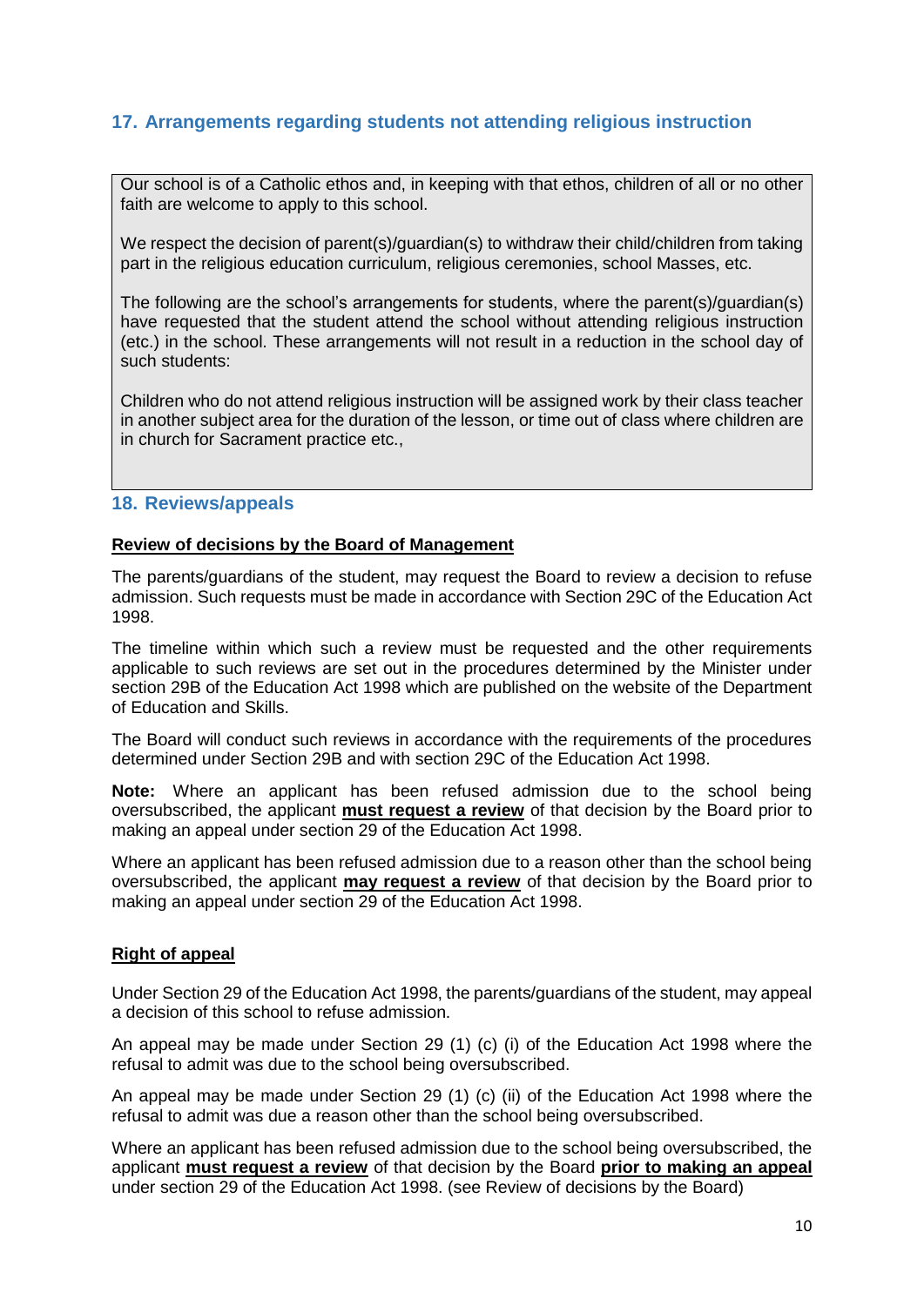## 17. Arrangements regarding students not attending religious instruction

Our school is of a Catholic ethos and, in keeping with that ethos, children of all or no other faith are welcome to apply to this school.

We respect the decision of parent(s)/guardian(s) to withdraw their child/children from taking part in the religious education curriculum, religious ceremonies, school Masses, etc.

The following are the school's arrangements for students, where the parent(s)/guardian(s) have requested that the student attend the school without attending religious instruction (etc.) in the school. These arrangements will not result in a reduction in the school day of such students:

Children who do not attend religious instruction will be assigned work by their class teacher in another subject area for the duration of the lesson, or time out of class where children are in church for Sacrament practice etc.,

## 18. Reviews/appeals

**Review of decisions by the Board of Management**

The parents/guardians of the student, may request the Board to review a decision to refuse admission. Such requests must be made in accordance with Section 29C of the Education Act 1998.

The timeline within which such a review must be requested and the other requirements applicable to such reviews are set out in the procedures determined by the Minister under section 29B of the Education Act 1998 which are published on the website of the Department of Education and Skills.

The Board will conduct such reviews in accordance with the requirements of the procedures determined under Section 29B and with section 29C of the Education Act 1998.

**Note:** Where an applicant has been refused admission due to the school being oversubscribed, the applicant **must request a review** of that decision by the Board prior to making an appeal under section 29 of the Education Act 1998.

Where an applicant has been refused admission due to a reason other than the school being oversubscribed, the applicant **may request a review** of that decision by the Board prior to making an appeal under section 29 of the Education Act 1998.

**Right of appeal**

Under Section 29 of the Education Act 1998, the parents/guardians of the student, may appeal a decision of this school to refuse admission.

An appeal may be made under Section 29 (1) (c) (i) of the Education Act 1998 where the refusal to admit was due to the school being oversubscribed.

An appeal may be made under Section 29 (1) (c) (ii) of the Education Act 1998 where the refusal to admit was due a reason other than the school being oversubscribed.

Where an applicant has been refused admission due to the school being oversubscribed, the applicant **must request a review** of that decision by the Board **prior to making an appeal** under section 29 of the Education Act 1998. (see Review of decisions by the Board)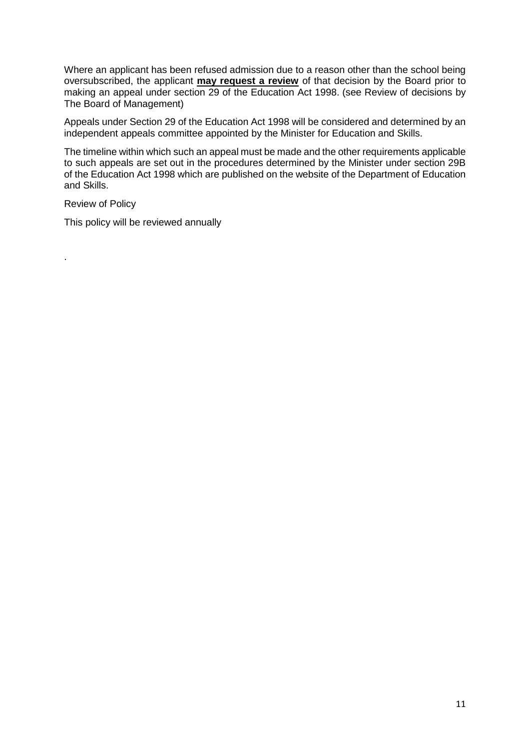Where an applicant has been refused admission due to a reason other than the school being oversubscribed, the applicant **may request a review** of that decision by the Board prior to making an appeal under section 29 of the Education Act 1998. (see Review of decisions by The Board of Management)

Appeals under Section 29 of the Education Act 1998 will be considered and determined by an independent appeals committee appointed by the Minister for Education and Skills.

The timeline within which such an appeal must be made and the other requirements applicable to such appeals are set out in the procedures determined by the Minister under section 29B of the Education Act 1998 which are published on the website of the Department of Education and Skills.

Review of Policy

This policy will be reviewed annually

.